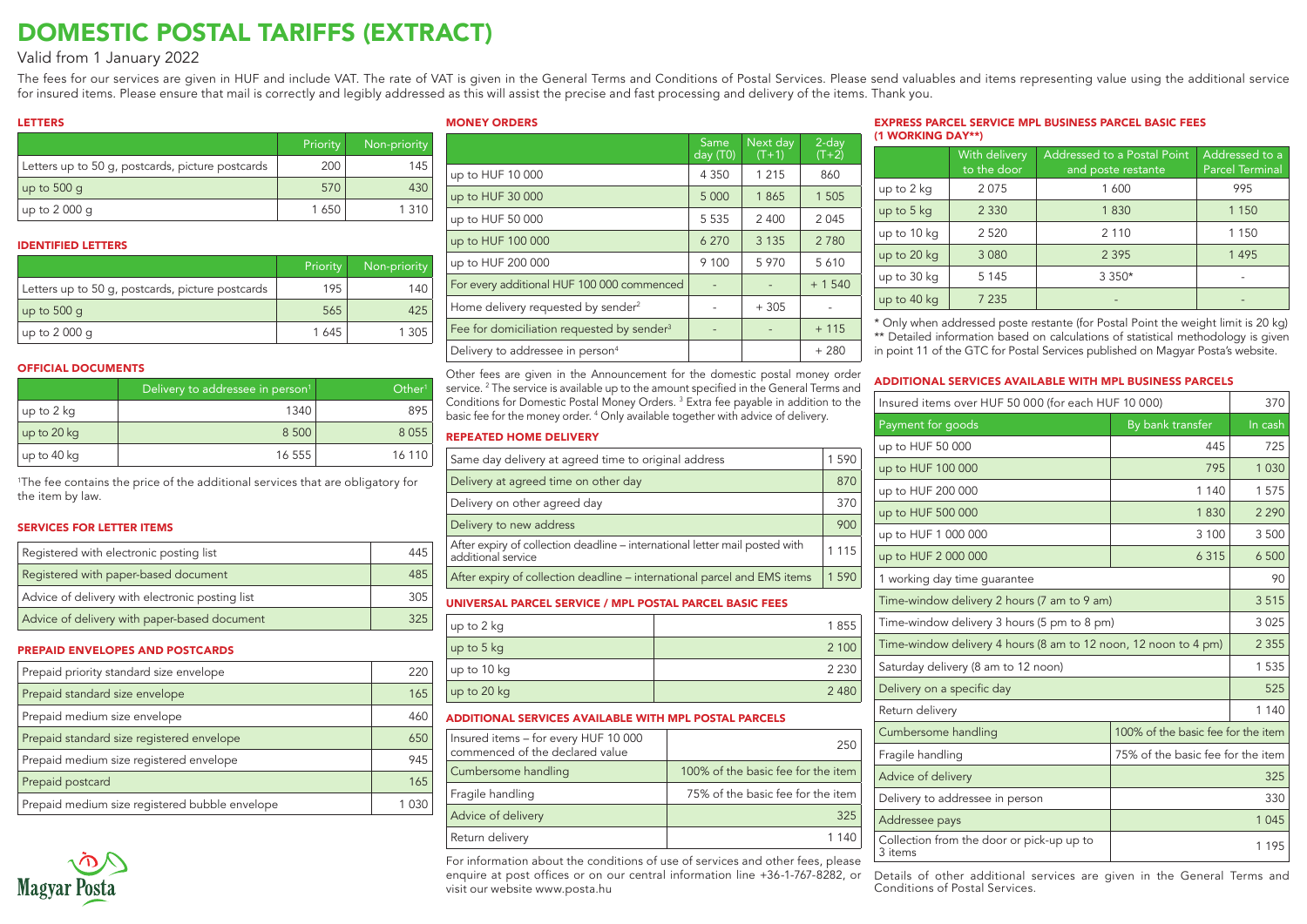# DOMESTIC POSTAL TARIFFS (EXTRACT)

Valid from 1 January 2022

The fees for our services are given in HUF and include VAT. The rate of VAT is given in the General Terms and Conditions of Postal Services. Please send valuables and items representing value using the additional service for insured items. Please ensure that mail is correctly and legibly addressed as this will assist the precise and fast processing and delivery of the items. Thank you.

## LETTERS

| | Priority | Non-priority |
|---|---|---|
| Letters up to 50 g, postcards, picture postcards | 200 | 145 |
| up to 500 g | 570 | 430 |
| up to 2 000 g | 1 650 | 1 310 |

## IDENTIFIED LETTERS

| | Priority | Non-priority |
|---|---|---|
| Letters up to 50 g, postcards, picture postcards | 195 | 140 |
| up to 500 g | 565 | 425 |
| up to 2 000 g | 1 645 | 1 305 |

## OFFICIAL DOCUMENTS

| | Delivery to addressee in person[1] | Other[1] |
|---|---|---|
| up to 2 kg | 1340 | 895 |
| up to 20 kg | 8 500 | 8 055 |
| up to 40 kg | 16 555 | 16 110 |

[1]The fee contains the price of the additional services that are obligatory for the item by law.

## SERVICES FOR LETTER ITEMS

| | |
|---|---|
| Registered with electronic posting list | 445 |
| Registered with paper-based document | 485 |
| Advice of delivery with electronic posting list | 305 |
| Advice of delivery with paper-based document | 325 |

## PREPAID ENVELOPES AND POSTCARDS

| | |
|---|---|
| Prepaid priority standard size envelope | 220 |
| Prepaid standard size envelope | 165 |
| Prepaid medium size envelope | 460 |
| Prepaid standard size registered envelope | 650 |
| Prepaid medium size registered envelope | 945 |
| Prepaid postcard | 165 |
| Prepaid medium size registered bubble envelope | 1 030 |

Magyar Posta

## MONEY ORDERS

| | Same day (T0) | Next day (T+1) | 2-day (T+2) |
|---|---|---|---|
| up to HUF 10 000 | 4 350 | 1 215 | 860 |
| up to HUF 30 000 | 5 000 | 1 865 | 1 505 |
| up to HUF 50 000 | 5 535 | 2 400 | 2 045 |
| up to HUF 100 000 | 6 270 | 3 135 | 2 780 |
| up to HUF 200 000 | 9 100 | 5 970 | 5 610 |
| For every additional HUF 100 000 commenced | - | - | + 1 540 |
| Home delivery requested by sender[2] | - | + 305 | - |
| Fee for domiciliation requested by sender[3] | - | - | + 115 |
| Delivery to addressee in person[4] | | | + 280 |

Other fees are given in the Announcement for the domestic postal money order service. [2] The service is available up to the amount specified in the General Terms and Conditions for Domestic Postal Money Orders. [3] Extra fee payable in addition to the basic fee for the money order. [4] Only available together with advice of delivery.

## REPEATED HOME DELIVERY

| | |
|---|---|
| Same day delivery at agreed time to original address | 1 590 |
| Delivery at agreed time on other day | 870 |
| Delivery on other agreed day | 370 |
| Delivery to new address | 900 |
| After expiry of collection deadline – international letter mail posted with additional service | 1 115 |
| After expiry of collection deadline – international parcel and EMS items | 1 590 |

## UNIVERSAL PARCEL SERVICE / MPL POSTAL PARCEL BASIC FEES

| | |
|---|---|
| up to 2 kg | 1 855 |
| up to 5 kg | 2 100 |
| up to 10 kg | 2 230 |
| up to 20 kg | 2 480 |

## ADDITIONAL SERVICES AVAILABLE WITH MPL POSTAL PARCELS

| | |
|---|---|
| Insured items – for every HUF 10 000 commenced of the declared value | 250 |
| Cumbersome handling | 100% of the basic fee for the item |
| Fragile handling | 75% of the basic fee for the item |
| Advice of delivery | 325 |
| Return delivery | 1 140 |

For information about the conditions of use of services and other fees, please enquire at post offices or on our central information line +36-1-767-8282, or visit our website www.posta.hu

## EXPRESS PARCEL SERVICE MPL BUSINESS PARCEL BASIC FEES (1 WORKING DAY**)

| | With delivery to the door | Addressed to a Postal Point and poste restante | Addressed to a Parcel Terminal |
|---|---|---|---|
| up to 2 kg | 2 075 | 1 600 | 995 |
| up to 5 kg | 2 330 | 1 830 | 1 150 |
| up to 10 kg | 2 520 | 2 110 | 1 150 |
| up to 20 kg | 3 080 | 2 395 | 1 495 |
| up to 30 kg | 5 145 | 3 350* | - |
| up to 40 kg | 7 235 | - | - |

* Only when addressed poste restante (for Postal Point the weight limit is 20 kg)
** Detailed information based on calculations of statistical methodology is given in point 11 of the GTC for Postal Services published on Magyar Posta's website.

## ADDITIONAL SERVICES AVAILABLE WITH MPL BUSINESS PARCELS

| | | |
|---|---|---|
| Insured items over HUF 50 000 (for each HUF 10 000) | | 370 |
| Payment for goods | By bank transfer | In cash |
| up to HUF 50 000 | 445 | 725 |
| up to HUF 100 000 | 795 | 1 030 |
| up to HUF 200 000 | 1 140 | 1 575 |
| up to HUF 500 000 | 1 830 | 2 290 |
| up to HUF 1 000 000 | 3 100 | 3 500 |
| up to HUF 2 000 000 | 6 315 | 6 500 |
| 1 working day time guarantee | | 90 |
| Time-window delivery 2 hours (7 am to 9 am) | | 3 515 |
| Time-window delivery 3 hours (5 pm to 8 pm) | | 3 025 |
| Time-window delivery 4 hours (8 am to 12 noon, 12 noon to 4 pm) | | 2 355 |
| Saturday delivery (8 am to 12 noon) | | 1 535 |
| Delivery on a specific day | | 525 |
| Return delivery | | 1 140 |
| Cumbersome handling | 100% of the basic fee for the item | |
| Fragile handling | 75% of the basic fee for the item | |
| Advice of delivery | | 325 |
| Delivery to addressee in person | | 330 |
| Addressee pays | | 1 045 |
| Collection from the door or pick-up up to 3 items | | 1 195 |

Details of other additional services are given in the General Terms and Conditions of Postal Services.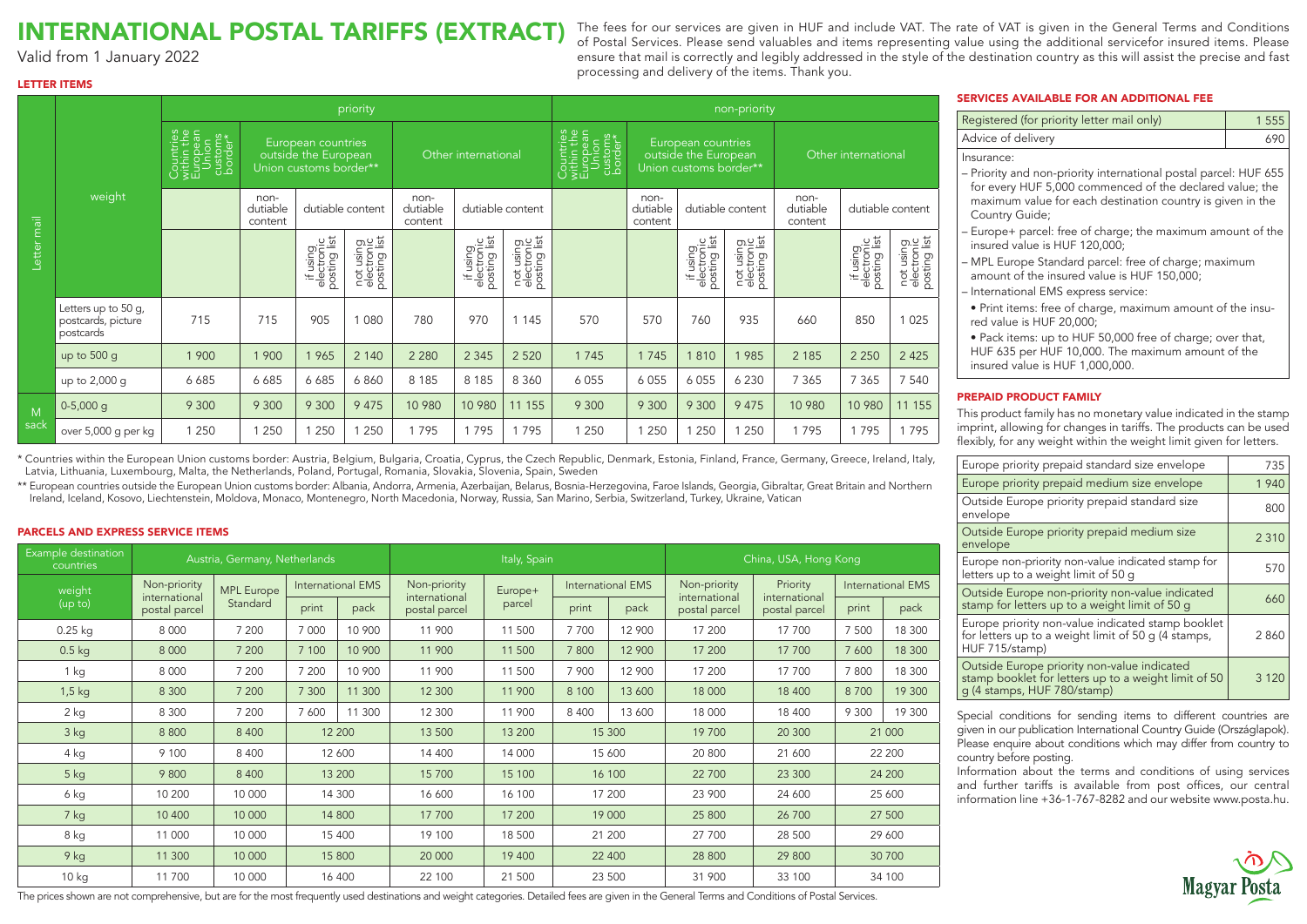# INTERNATIONAL POSTAL TARIFFS (EXTRACT)

Valid from 1 January 2022

The fees for our services are given in HUF and include VAT. The rate of VAT is given in the General Terms and Conditions of Postal Services. Please send valuables and items representing value using the additional servicefor insured items. Please ensure that mail is correctly and legibly addressed in the style of the destination country as this will assist the precise and fast processing and delivery of the items. Thank you.

## LETTER ITEMS

| | weight | priority | | | | | | | non-priority | | | | | | |
|---|---|---|---|---|---|---|---|---|---|---|---|---|---|---|---|
| | | Countries within the European Union customs border* | European countries outside the European Union customs border** | | | Other international | | | Countries within the European Union customs border* | European countries outside the European Union customs border** | | | Other international | | |
| | | | non-dutiable content | dutiable content | | non-dutiable content | dutiable content | | | non-dutiable content | dutiable content | | non-dutiable content | dutiable content | |
| | | | | if using electronic posting list | not using electronic posting list | | if using electronic posting list | not using electronic posting list | | | if using electronic posting list | not using electronic posting list | | if using electronic posting list | not using electronic posting list |
| Letter mail | Letters up to 50 g, postcards, picture postcards | 715 | 715 | 905 | 1 080 | 780 | 970 | 1 145 | 570 | 570 | 760 | 935 | 660 | 850 | 1 025 |
| Letter mail | up to 500 g | 1 900 | 1 900 | 1 965 | 2 140 | 2 280 | 2 345 | 2 520 | 1 745 | 1 745 | 1 810 | 1 985 | 2 185 | 2 250 | 2 425 |
| Letter mail | up to 2,000 g | 6 685 | 6 685 | 6 685 | 6 860 | 8 185 | 8 185 | 8 360 | 6 055 | 6 055 | 6 055 | 6 230 | 7 365 | 7 365 | 7 540 |
| M sack | 0-5,000 g | 9 300 | 9 300 | 9 300 | 9 475 | 10 980 | 10 980 | 11 155 | 9 300 | 9 300 | 9 300 | 9 475 | 10 980 | 10 980 | 11 155 |
| M sack | over 5,000 g per kg | 1 250 | 1 250 | 1 250 | 1 250 | 1 795 | 1 795 | 1 795 | 1 250 | 1 250 | 1 250 | 1 250 | 1 795 | 1 795 | 1 795 |

\* Countries within the European Union customs border: Austria, Belgium, Bulgaria, Croatia, Cyprus, the Czech Republic, Denmark, Estonia, Finland, France, Germany, Greece, Ireland, Italy, Latvia, Lithuania, Luxembourg, Malta, the Netherlands, Poland, Portugal, Romania, Slovakia, Slovenia, Spain, Sweden

\*\* European countries outside the European Union customs border: Albania, Andorra, Armenia, Azerbaijan, Belarus, Bosnia-Herzegovina, Faroe Islands, Georgia, Gibraltar, Great Britain and Northern Ireland, Iceland, Kosovo, Liechtenstein, Moldova, Monaco, Montenegro, North Macedonia, Norway, Russia, San Marino, Serbia, Switzerland, Turkey, Ukraine, Vatican

## PARCELS AND EXPRESS SERVICE ITEMS

| Example destination countries | Austria, Germany, Netherlands | | | | Italy, Spain | | | | China, USA, Hong Kong | | | |
|---|---|---|---|---|---|---|---|---|---|---|---|---|
| weight (up to) | Non-priority international postal parcel | MPL Europe Standard | International EMS | | Non-priority international postal parcel | Europe+ parcel | International EMS | | Non-priority international postal parcel | Priority international postal parcel | International EMS | |
| | | | print | pack | | | print | pack | | | print | pack |
| 0.25 kg | 8 000 | 7 200 | 7 000 | 10 900 | 11 900 | 11 500 | 7 700 | 12 900 | 17 200 | 17 700 | 7 500 | 18 300 |
| 0.5 kg | 8 000 | 7 200 | 7 100 | 10 900 | 11 900 | 11 500 | 7 800 | 12 900 | 17 200 | 17 700 | 7 600 | 18 300 |
| 1 kg | 8 000 | 7 200 | 7 200 | 10 900 | 11 900 | 11 500 | 7 900 | 12 900 | 17 200 | 17 700 | 7 800 | 18 300 |
| 1,5 kg | 8 300 | 7 200 | 7 300 | 11 300 | 12 300 | 11 900 | 8 100 | 13 600 | 18 000 | 18 400 | 8 700 | 19 300 |
| 2 kg | 8 300 | 7 200 | 7 600 | 11 300 | 12 300 | 11 900 | 8 400 | 13 600 | 18 000 | 18 400 | 9 300 | 19 300 |
| 3 kg | 8 800 | 8 400 | 12 200 | | 13 500 | 13 200 | 15 300 | | 19 700 | 20 300 | 21 000 | |
| 4 kg | 9 100 | 8 400 | 12 600 | | 14 400 | 14 000 | 15 600 | | 20 800 | 21 600 | 22 200 | |
| 5 kg | 9 800 | 8 400 | 13 200 | | 15 700 | 15 100 | 16 100 | | 22 700 | 23 300 | 24 200 | |
| 6 kg | 10 200 | 10 000 | 14 300 | | 16 600 | 16 100 | 17 200 | | 23 900 | 24 600 | 25 600 | |
| 7 kg | 10 400 | 10 000 | 14 800 | | 17 700 | 17 200 | 19 000 | | 25 800 | 26 700 | 27 500 | |
| 8 kg | 11 000 | 10 000 | 15 400 | | 19 100 | 18 500 | 21 200 | | 27 700 | 28 500 | 29 600 | |
| 9 kg | 11 300 | 10 000 | 15 800 | | 20 000 | 19 400 | 22 400 | | 28 800 | 29 800 | 30 700 | |
| 10 kg | 11 700 | 10 000 | 16 400 | | 22 100 | 21 500 | 23 500 | | 31 900 | 33 100 | 34 100 | |

The prices shown are not comprehensive, but are for the most frequently used destinations and weight categories. Detailed fees are given in the General Terms and Conditions of Postal Services.

## SERVICES AVAILABLE FOR AN ADDITIONAL FEE

| | |
|---|---|
| Registered (for priority letter mail only) | 1 555 |
| Advice of delivery | 690 |

Insurance:

- Priority and non-priority international postal parcel: HUF 655 for every HUF 5,000 commenced of the declared value; the maximum value for each destination country is given in the Country Guide;
- Europe+ parcel: free of charge; the maximum amount of the insured value is HUF 120,000;
- MPL Europe Standard parcel: free of charge; maximum amount of the insured value is HUF 150,000;
- International EMS express service:
  - Print items: free of charge, maximum amount of the insured value is HUF 20,000;
  - Pack items: up to HUF 50,000 free of charge; over that, HUF 635 per HUF 10,000. The maximum amount of the insured value is HUF 1,000,000.

## PREPAID PRODUCT FAMILY

This product family has no monetary value indicated in the stamp imprint, allowing for changes in tariffs. The products can be used flexibly, for any weight within the weight limit given for letters.

| | |
|---|---|
| Europe priority prepaid standard size envelope | 735 |
| Europe priority prepaid medium size envelope | 1 940 |
| Outside Europe priority prepaid standard size envelope | 800 |
| Outside Europe priority prepaid medium size envelope | 2 310 |
| Europe non-priority non-value indicated stamp for letters up to a weight limit of 50 g | 570 |
| Outside Europe non-priority non-value indicated stamp for letters up to a weight limit of 50 g | 660 |
| Europe priority non-value indicated stamp booklet for letters up to a weight limit of 50 g (4 stamps, HUF 715/stamp) | 2 860 |
| Outside Europe priority non-value indicated stamp booklet for letters up to a weight limit of 50 g (4 stamps, HUF 780/stamp) | 3 120 |

Special conditions for sending items to different countries are given in our publication International Country Guide (Országlapok). Please enquire about conditions which may differ from country to country before posting.

Information about the terms and conditions of using services and further tariffs is available from post offices, our central information line +36-1-767-8282 and our website www.posta.hu.

Magyar Posta